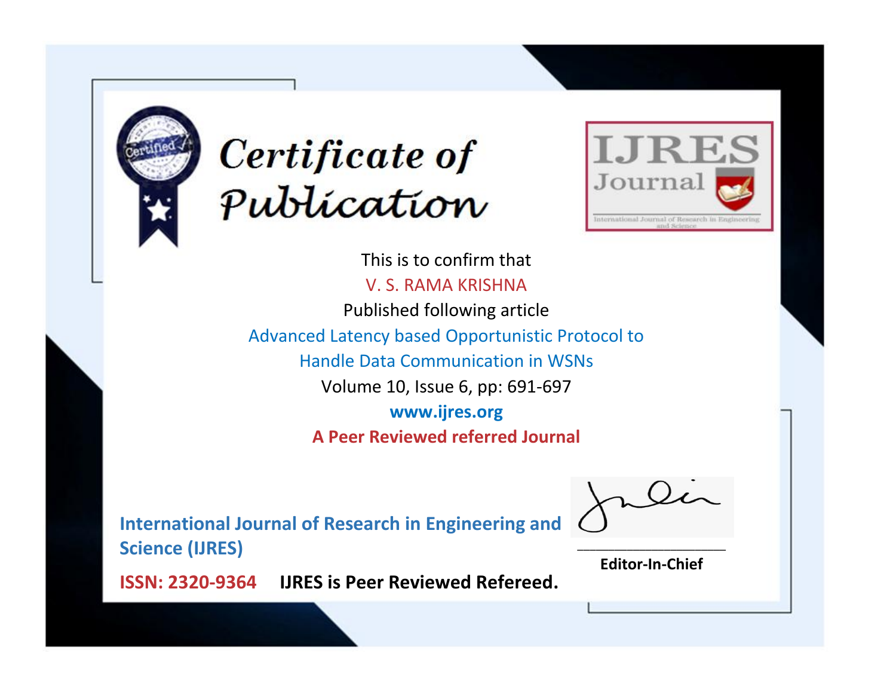# Certificate of Publication

**IJRES Journal**

International Journal of Research in Engineering and Science

This is to confirm that

V. S. RAMA KRISHNA

Published following article

Advanced Latency based Opportunistic Protocol to Handle Data Communication in WSNs

Volume 10, Issue 6, pp: 691-697

**www.ijres.org**

**A Peer Reviewed referred Journal**

**International Journal of Research in Engineering and Science (IJRES)**

**ISSN: 2320-9364** **IJRES is Peer Reviewed Refereed.**

**Editor-In-Chief**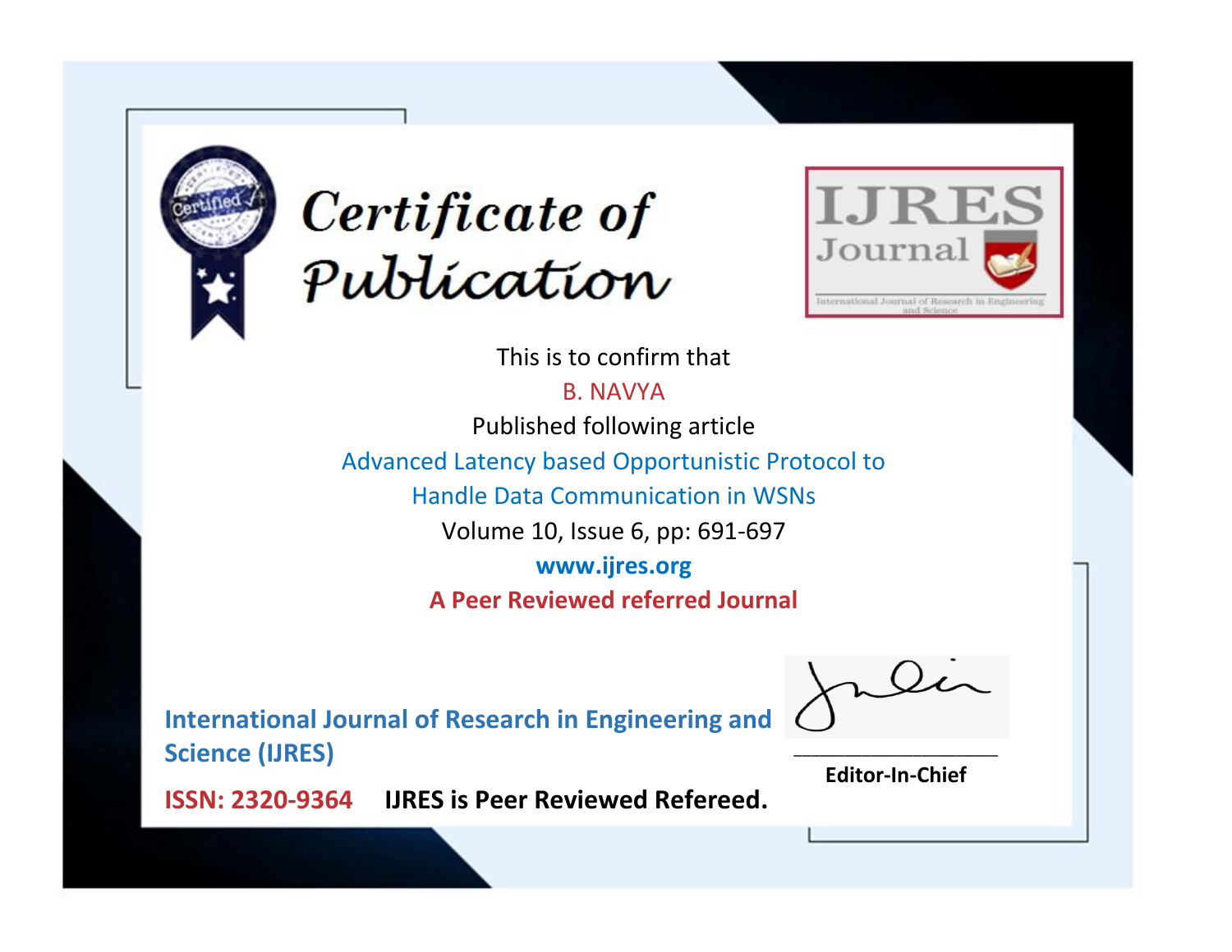# Certificate of Publication

IJRES Journal

International Journal of Research in Engineering and Science

This is to confirm that

B. NAVYA

Published following article

Advanced Latency based Opportunistic Protocol to Handle Data Communication in WSNs

Volume 10, Issue 6, pp: 691-697

**www.ijres.org**

**A Peer Reviewed referred Journal**

**International Journal of Research in Engineering and Science (IJRES)**

**ISSN: 2320-9364** **IJRES is Peer Reviewed Refereed.**

**Editor-In-Chief**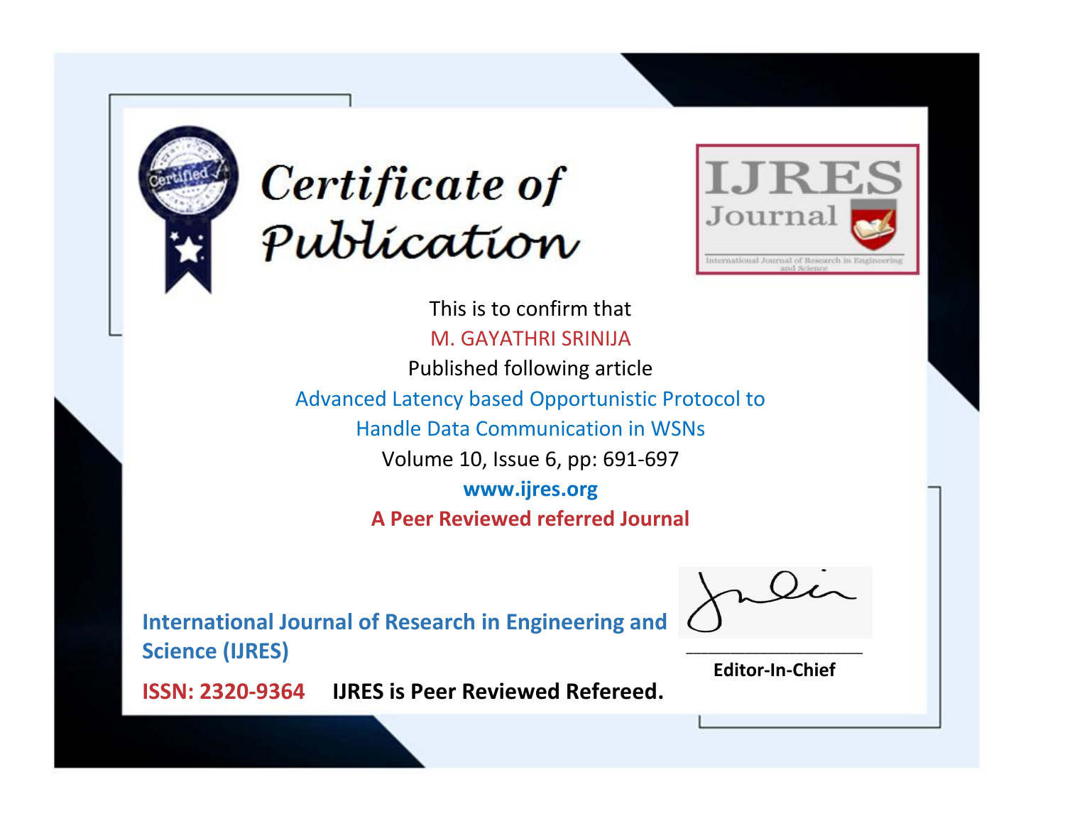# Certificate of Publication

IJRES Journal

International Journal of Research in Engineering and Science

This is to confirm that

M. GAYATHRI SRINIJA

Published following article

Advanced Latency based Opportunistic Protocol to Handle Data Communication in WSNs

Volume 10, Issue 6, pp: 691-697

**www.ijres.org**

**A Peer Reviewed referred Journal**

**International Journal of Research in Engineering and Science (IJRES)**

**ISSN: 2320-9364** **IJRES is Peer Reviewed Refereed.**

**Editor-In-Chief**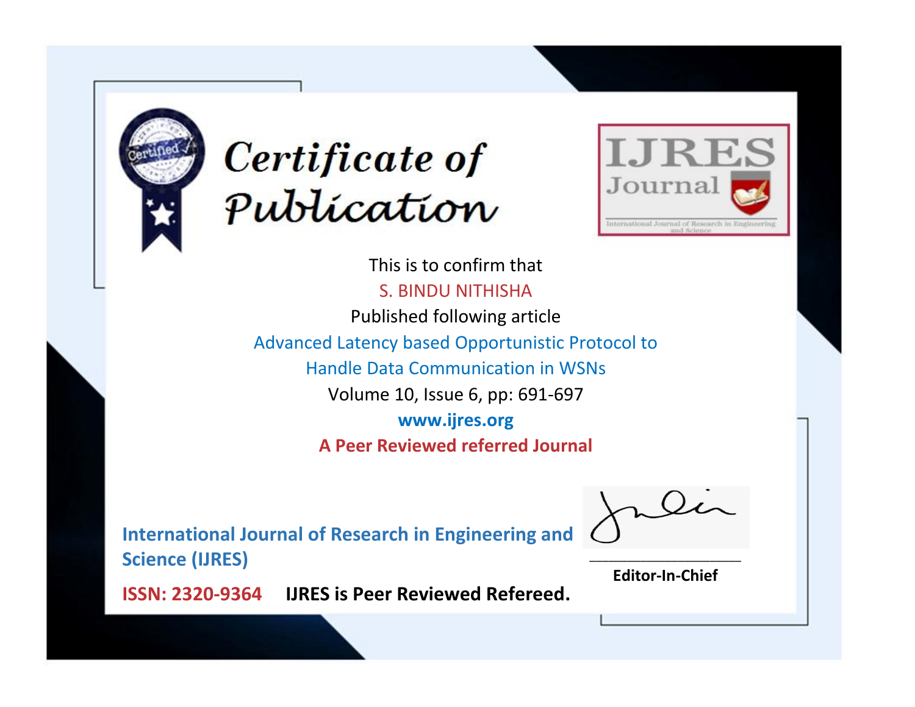# Certificate of Publication

IJRES Journal

International Journal of Research in Engineering and Science

This is to confirm that

S. BINDU NITHISHA

Published following article

Advanced Latency based Opportunistic Protocol to Handle Data Communication in WSNs

Volume 10, Issue 6, pp: 691-697

**www.ijres.org**

**A Peer Reviewed referred Journal**

**International Journal of Research in Engineering and Science (IJRES)**

**ISSN: 2320-9364** **IJRES is Peer Reviewed Refereed.**

**Editor-In-Chief**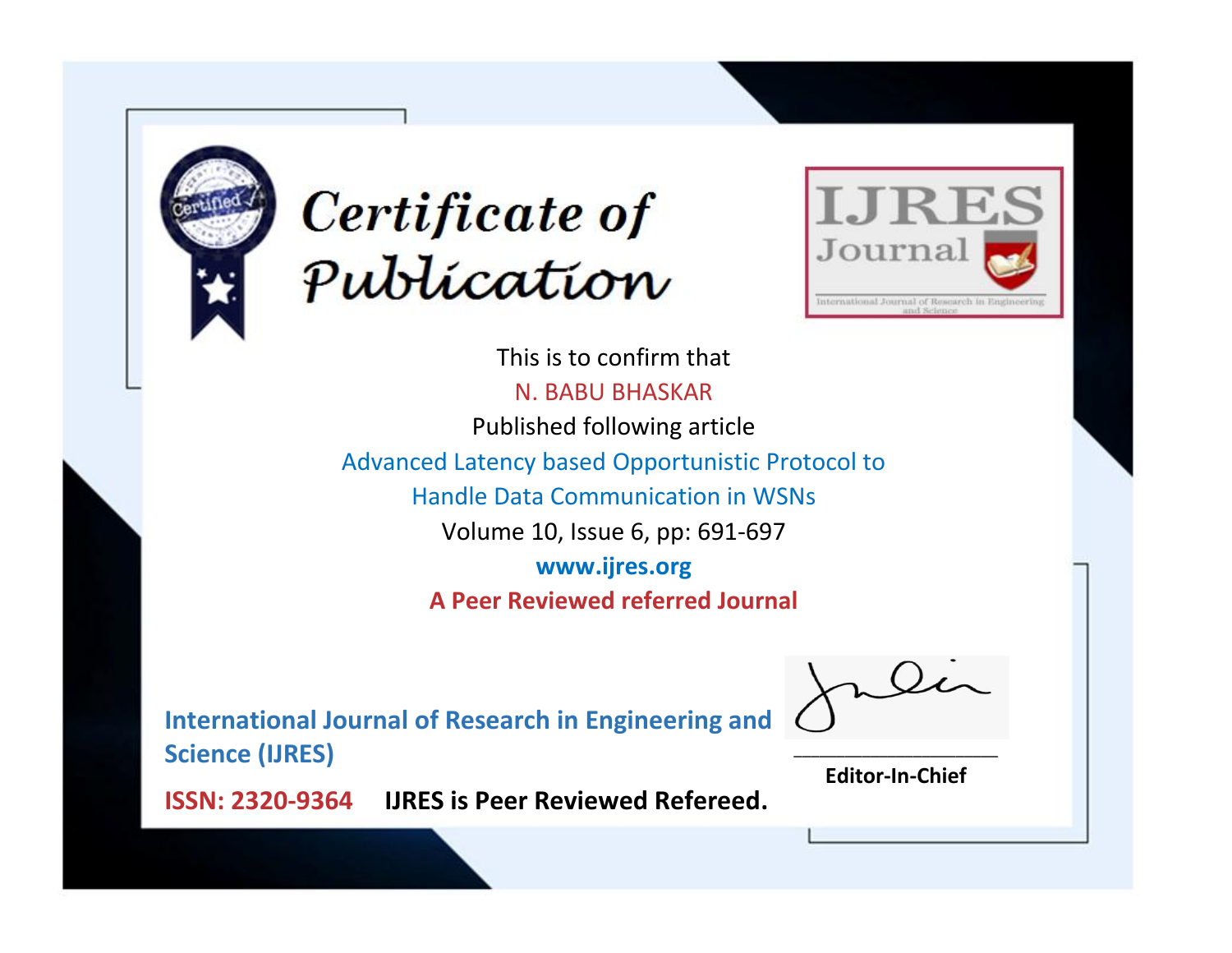# Certificate of Publication

IJRES Journal

International Journal of Research in Engineering and Science

This is to confirm that

N. BABU BHASKAR

Published following article

Advanced Latency based Opportunistic Protocol to Handle Data Communication in WSNs

Volume 10, Issue 6, pp: 691-697

**www.ijres.org**

**A Peer Reviewed referred Journal**

**International Journal of Research in Engineering and Science (IJRES)**

**ISSN: 2320-9364** **IJRES is Peer Reviewed Refereed.**

**Editor-In-Chief**